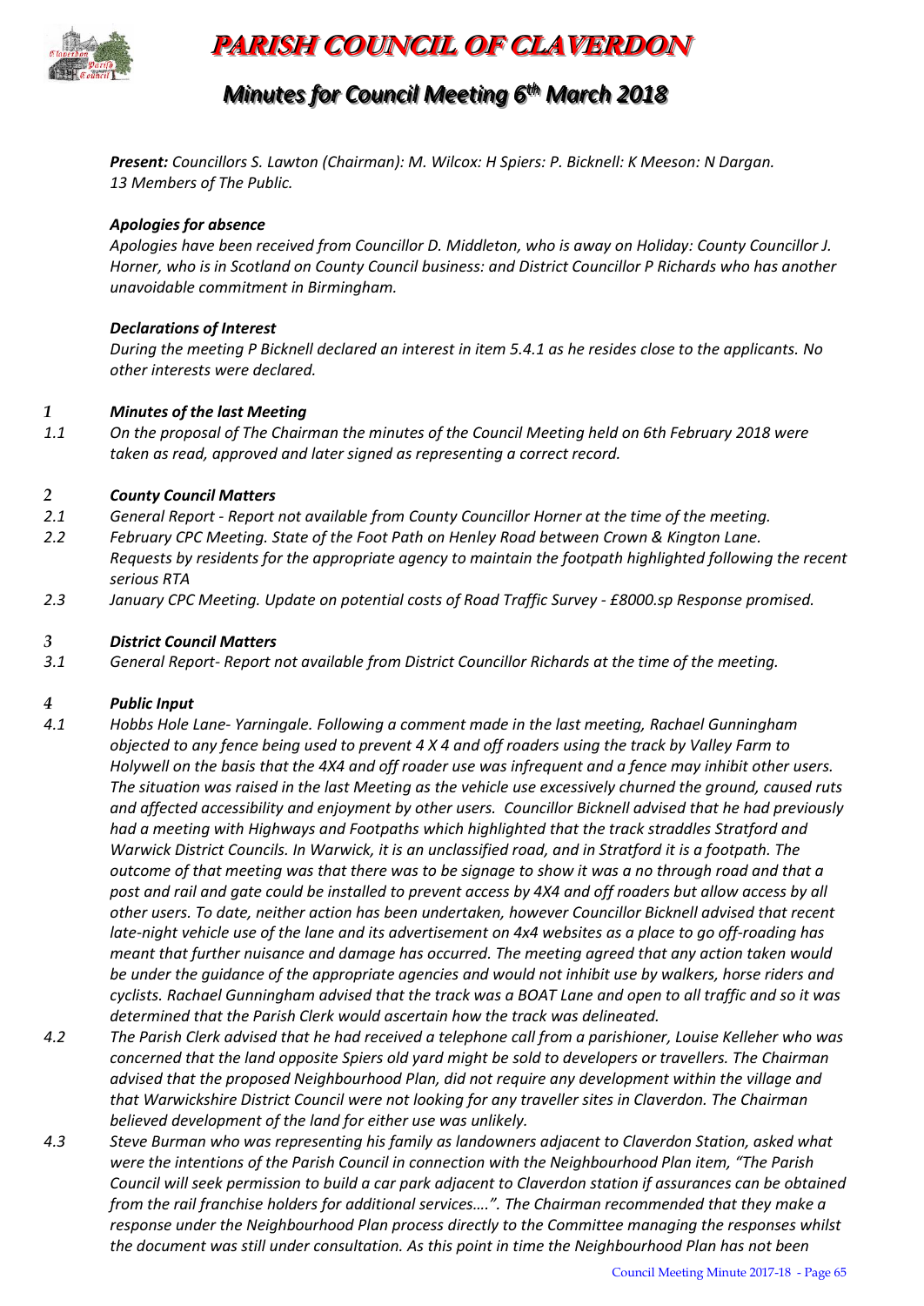# PARISH COUNCIL OF CLAVERDON

## Minutes for Council Meeting 6th March 2018

***Present:*** *Councillors S. Lawton (Chairman): M. Wilcox: H Spiers: P. Bicknell: K Meeson: N Dargan. 13 Members of The Public.*

***Apologies for absence***

*Apologies have been received from Councillor D. Middleton, who is away on Holiday: County Councillor J. Horner, who is in Scotland on County Council business: and District Councillor P Richards who has another unavoidable commitment in Birmingham.*

***Declarations of Interest***

*During the meeting P Bicknell declared an interest in item 5.4.1 as he resides close to the applicants. No other interests were declared.*

***1 Minutes of the last Meeting***

*1.1 On the proposal of The Chairman the minutes of the Council Meeting held on 6th February 2018 were taken as read, approved and later signed as representing a correct record.*

***2 County Council Matters***

*2.1 General Report - Report not available from County Councillor Horner at the time of the meeting.*

*2.2 February CPC Meeting. State of the Foot Path on Henley Road between Crown & Kington Lane. Requests by residents for the appropriate agency to maintain the footpath highlighted following the recent serious RTA*

*2.3 January CPC Meeting. Update on potential costs of Road Traffic Survey - £8000.sp Response promised.*

***3 District Council Matters***

*3.1 General Report- Report not available from District Councillor Richards at the time of the meeting.*

***4 Public Input***

*4.1 Hobbs Hole Lane- Yarningale. Following a comment made in the last meeting, Rachael Gunningham objected to any fence being used to prevent 4 X 4 and off roaders using the track by Valley Farm to Holywell on the basis that the 4X4 and off roader use was infrequent and a fence may inhibit other users. The situation was raised in the last Meeting as the vehicle use excessively churned the ground, caused ruts and affected accessibility and enjoyment by other users. Councillor Bicknell advised that he had previously had a meeting with Highways and Footpaths which highlighted that the track straddles Stratford and Warwick District Councils. In Warwick, it is an unclassified road, and in Stratford it is a footpath. The outcome of that meeting was that there was to be signage to show it was a no through road and that a post and rail and gate could be installed to prevent access by 4X4 and off roaders but allow access by all other users. To date, neither action has been undertaken, however Councillor Bicknell advised that recent late-night vehicle use of the lane and its advertisement on 4x4 websites as a place to go off-roading has meant that further nuisance and damage has occurred. The meeting agreed that any action taken would be under the guidance of the appropriate agencies and would not inhibit use by walkers, horse riders and cyclists. Rachael Gunningham advised that the track was a BOAT Lane and open to all traffic and so it was determined that the Parish Clerk would ascertain how the track was delineated.*

*4.2 The Parish Clerk advised that he had received a telephone call from a parishioner, Louise Kelleher who was concerned that the land opposite Spiers old yard might be sold to developers or travellers. The Chairman advised that the proposed Neighbourhood Plan, did not require any development within the village and that Warwickshire District Council were not looking for any traveller sites in Claverdon. The Chairman believed development of the land for either use was unlikely.*

*4.3 Steve Burman who was representing his family as landowners adjacent to Claverdon Station, asked what were the intentions of the Parish Council in connection with the Neighbourhood Plan item, "The Parish Council will seek permission to build a car park adjacent to Claverdon station if assurances can be obtained from the rail franchise holders for additional services….". The Chairman recommended that they make a response under the Neighbourhood Plan process directly to the Committee managing the responses whilst the document was still under consultation. As this point in time the Neighbourhood Plan has not been*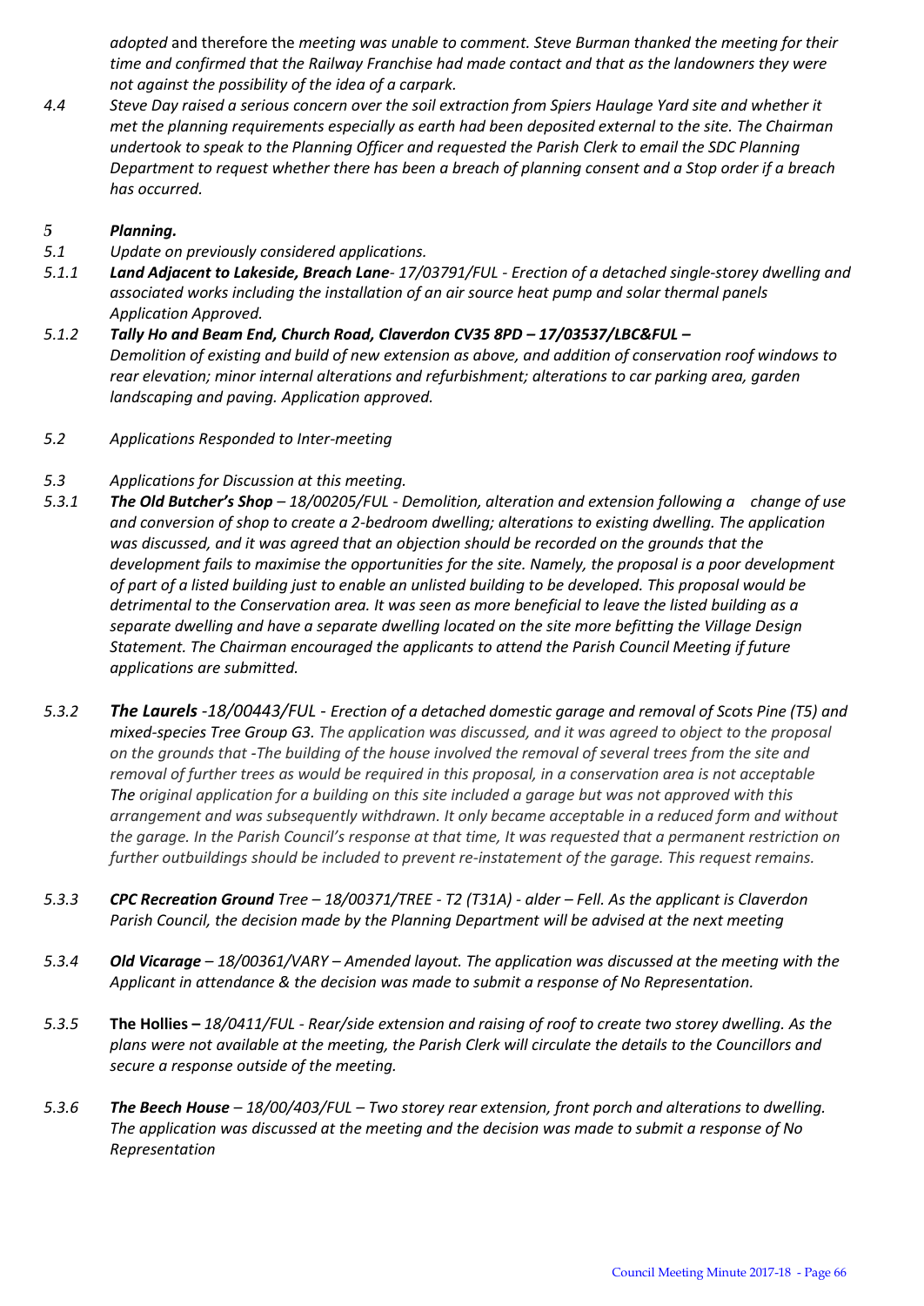*adopted* and therefore the *meeting was unable to comment. Steve Burman thanked the meeting for their time and confirmed that the Railway Franchise had made contact and that as the landowners they were not against the possibility of the idea of a carpark.*

*4.4* *Steve Day raised a serious concern over the soil extraction from Spiers Haulage Yard site and whether it met the planning requirements especially as earth had been deposited external to the site. The Chairman undertook to speak to the Planning Officer and requested the Parish Clerk to email the SDC Planning Department to request whether there has been a breach of planning consent and a Stop order if a breach has occurred.*

*5* ***Planning.***

*5.1* *Update on previously considered applications.*

*5.1.1* ***Land Adjacent to Lakeside, Breach Lane****- 17/03791/FUL - Erection of a detached single-storey dwelling and associated works including the installation of an air source heat pump and solar thermal panels Application Approved.*

*5.1.2* ***Tally Ho and Beam End, Church Road, Claverdon CV35 8PD – 17/03537/LBC&FUL –*** *Demolition of existing and build of new extension as above, and addition of conservation roof windows to rear elevation; minor internal alterations and refurbishment; alterations to car parking area, garden landscaping and paving. Application approved.*

*5.2* *Applications Responded to Inter-meeting*

*5.3* *Applications for Discussion at this meeting.*

*5.3.1* ***The Old Butcher's Shop*** *– 18/00205/FUL - Demolition, alteration and extension following a change of use and conversion of shop to create a 2-bedroom dwelling; alterations to existing dwelling. The application was discussed, and it was agreed that an objection should be recorded on the grounds that the development fails to maximise the opportunities for the site. Namely, the proposal is a poor development of part of a listed building just to enable an unlisted building to be developed. This proposal would be detrimental to the Conservation area. It was seen as more beneficial to leave the listed building as a separate dwelling and have a separate dwelling located on the site more befitting the Village Design Statement. The Chairman encouraged the applicants to attend the Parish Council Meeting if future applications are submitted.*

*5.3.2* ***The Laurels*** *-18/00443/FUL - Erection of a detached domestic garage and removal of Scots Pine (T5) and mixed-species Tree Group G3. The application was discussed, and it was agreed to object to the proposal on the grounds that -The building of the house involved the removal of several trees from the site and removal of further trees as would be required in this proposal, in a conservation area is not acceptable The original application for a building on this site included a garage but was not approved with this arrangement and was subsequently withdrawn. It only became acceptable in a reduced form and without the garage. In the Parish Council's response at that time, It was requested that a permanent restriction on further outbuildings should be included to prevent re-instatement of the garage. This request remains.*

*5.3.3* ***CPC Recreation Ground*** *Tree – 18/00371/TREE - T2 (T31A) - alder – Fell. As the applicant is Claverdon Parish Council, the decision made by the Planning Department will be advised at the next meeting*

*5.3.4* ***Old Vicarage*** *– 18/00361/VARY – Amended layout. The application was discussed at the meeting with the Applicant in attendance & the decision was made to submit a response of No Representation.*

*5.3.5* **The Hollies –** *18/0411/FUL - Rear/side extension and raising of roof to create two storey dwelling. As the plans were not available at the meeting, the Parish Clerk will circulate the details to the Councillors and secure a response outside of the meeting.*

*5.3.6* ***The Beech House*** *– 18/00/403/FUL – Two storey rear extension, front porch and alterations to dwelling. The application was discussed at the meeting and the decision was made to submit a response of No Representation*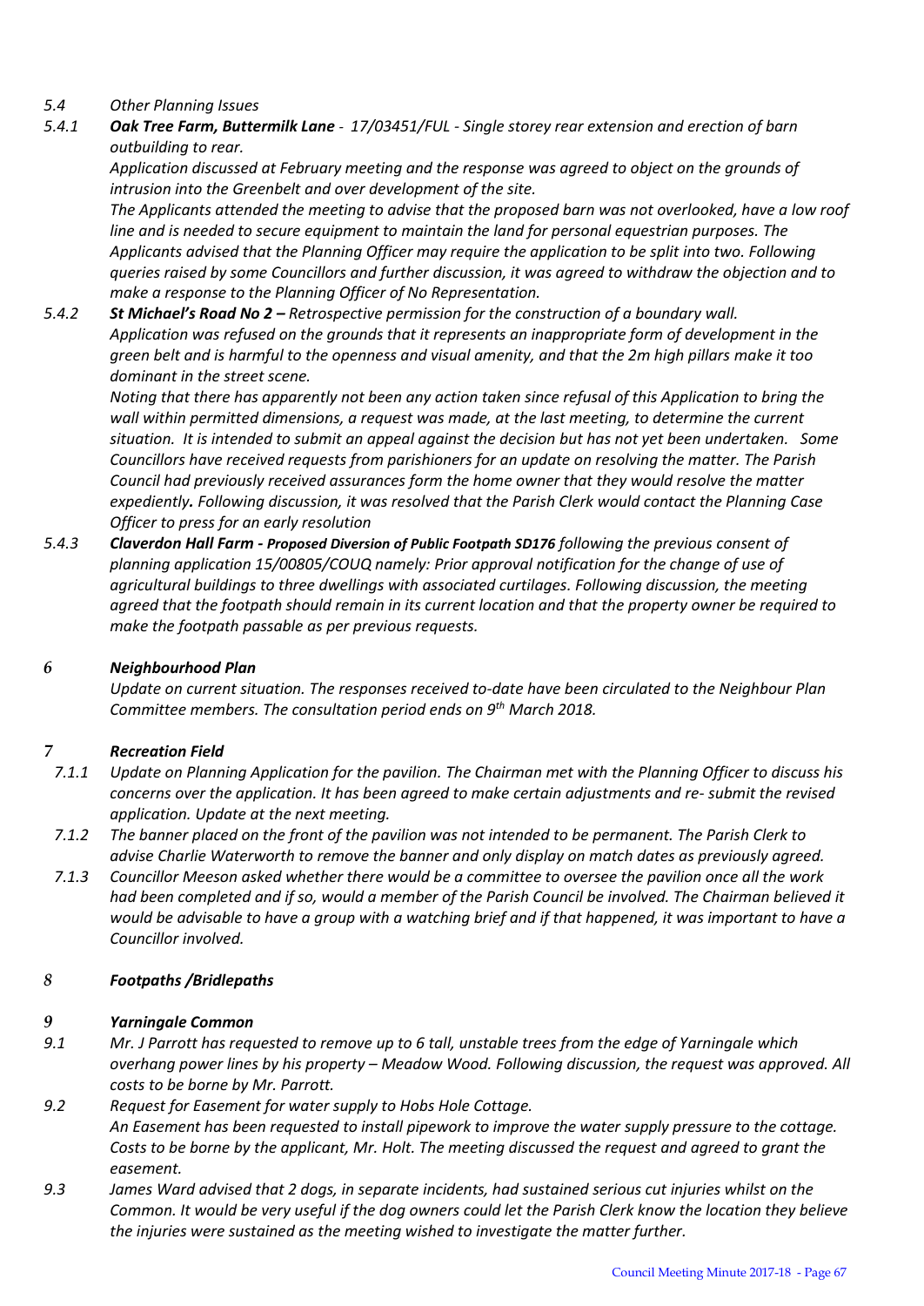*5.4 Other Planning Issues*

*5.4.1* ***Oak Tree Farm, Buttermilk Lane*** *- 17/03451/FUL - Single storey rear extension and erection of barn outbuilding to rear.*

*Application discussed at February meeting and the response was agreed to object on the grounds of intrusion into the Greenbelt and over development of the site.*

*The Applicants attended the meeting to advise that the proposed barn was not overlooked, have a low roof line and is needed to secure equipment to maintain the land for personal equestrian purposes. The Applicants advised that the Planning Officer may require the application to be split into two. Following queries raised by some Councillors and further discussion, it was agreed to withdraw the objection and to make a response to the Planning Officer of No Representation.*

*5.4.2* ***St Michael's Road No 2 –*** *Retrospective permission for the construction of a boundary wall.*

*Application was refused on the grounds that it represents an inappropriate form of development in the green belt and is harmful to the openness and visual amenity, and that the 2m high pillars make it too dominant in the street scene.*

*Noting that there has apparently not been any action taken since refusal of this Application to bring the wall within permitted dimensions, a request was made, at the last meeting, to determine the current situation. It is intended to submit an appeal against the decision but has not yet been undertaken. Some Councillors have received requests from parishioners for an update on resolving the matter. The Parish Council had previously received assurances form the home owner that they would resolve the matter expediently. Following discussion, it was resolved that the Parish Clerk would contact the Planning Case Officer to press for an early resolution*

*5.4.3* ***Claverdon Hall Farm - Proposed Diversion of Public Footpath SD176*** *following the previous consent of planning application 15/00805/COUQ namely: Prior approval notification for the change of use of agricultural buildings to three dwellings with associated curtilages. Following discussion, the meeting agreed that the footpath should remain in its current location and that the property owner be required to make the footpath passable as per previous requests.*

## *6 Neighbourhood Plan*

*Update on current situation. The responses received to-date have been circulated to the Neighbour Plan Committee members. The consultation period ends on 9th March 2018.*

## *7 Recreation Field*

*7.1.1 Update on Planning Application for the pavilion. The Chairman met with the Planning Officer to discuss his concerns over the application. It has been agreed to make certain adjustments and re- submit the revised application. Update at the next meeting.*

*7.1.2 The banner placed on the front of the pavilion was not intended to be permanent. The Parish Clerk to advise Charlie Waterworth to remove the banner and only display on match dates as previously agreed.*

*7.1.3 Councillor Meeson asked whether there would be a committee to oversee the pavilion once all the work had been completed and if so, would a member of the Parish Council be involved. The Chairman believed it would be advisable to have a group with a watching brief and if that happened, it was important to have a Councillor involved.*

## *8 Footpaths /Bridlepaths*

## *9 Yarningale Common*

*9.1 Mr. J Parrott has requested to remove up to 6 tall, unstable trees from the edge of Yarningale which overhang power lines by his property – Meadow Wood. Following discussion, the request was approved. All costs to be borne by Mr. Parrott.*

*9.2 Request for Easement for water supply to Hobs Hole Cottage.*

*An Easement has been requested to install pipework to improve the water supply pressure to the cottage. Costs to be borne by the applicant, Mr. Holt. The meeting discussed the request and agreed to grant the easement.*

*9.3 James Ward advised that 2 dogs, in separate incidents, had sustained serious cut injuries whilst on the Common. It would be very useful if the dog owners could let the Parish Clerk know the location they believe the injuries were sustained as the meeting wished to investigate the matter further.*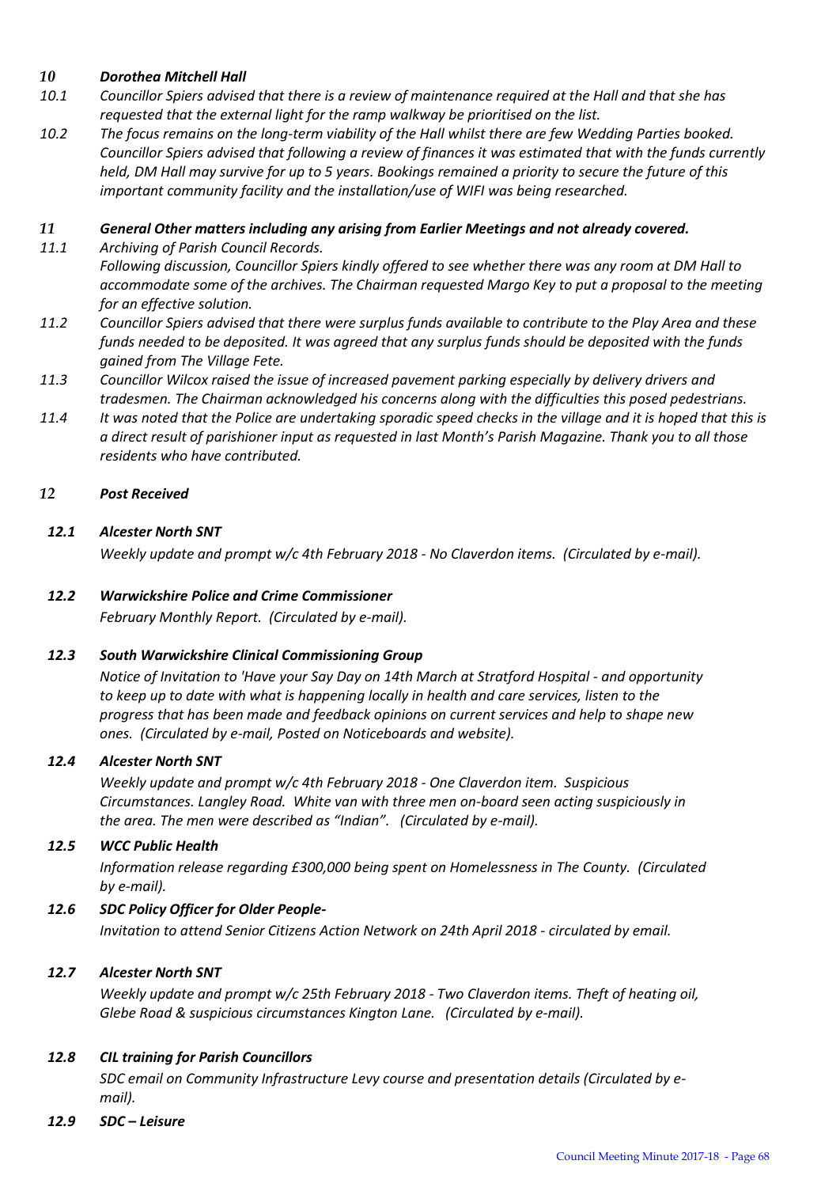## *10 Dorothea Mitchell Hall*

*10.1* *Councillor Spiers advised that there is a review of maintenance required at the Hall and that she has requested that the external light for the ramp walkway be prioritised on the list.*

*10.2* *The focus remains on the long-term viability of the Hall whilst there are few Wedding Parties booked. Councillor Spiers advised that following a review of finances it was estimated that with the funds currently held, DM Hall may survive for up to 5 years. Bookings remained a priority to secure the future of this important community facility and the installation/use of WIFI was being researched.*

## *11 General Other matters including any arising from Earlier Meetings and not already covered.*

*11.1* *Archiving of Parish Council Records.*
*Following discussion, Councillor Spiers kindly offered to see whether there was any room at DM Hall to accommodate some of the archives. The Chairman requested Margo Key to put a proposal to the meeting for an effective solution.*

*11.2* *Councillor Spiers advised that there were surplus funds available to contribute to the Play Area and these funds needed to be deposited. It was agreed that any surplus funds should be deposited with the funds gained from The Village Fete.*

*11.3* *Councillor Wilcox raised the issue of increased pavement parking especially by delivery drivers and tradesmen. The Chairman acknowledged his concerns along with the difficulties this posed pedestrians.*

*11.4* *It was noted that the Police are undertaking sporadic speed checks in the village and it is hoped that this is a direct result of parishioner input as requested in last Month's Parish Magazine. Thank you to all those residents who have contributed.*

## *12 Post Received*

**_12.1 Alcester North SNT_**
*Weekly update and prompt w/c 4th February 2018 - No Claverdon items. (Circulated by e-mail).*

**_12.2 Warwickshire Police and Crime Commissioner_**
*February Monthly Report. (Circulated by e-mail).*

**_12.3 South Warwickshire Clinical Commissioning Group_**
*Notice of Invitation to 'Have your Say Day on 14th March at Stratford Hospital - and opportunity to keep up to date with what is happening locally in health and care services, listen to the progress that has been made and feedback opinions on current services and help to shape new ones. (Circulated by e-mail, Posted on Noticeboards and website).*

**_12.4 Alcester North SNT_**
*Weekly update and prompt w/c 4th February 2018 - One Claverdon item. Suspicious Circumstances. Langley Road. White van with three men on-board seen acting suspiciously in the area. The men were described as "Indian". (Circulated by e-mail).*

**_12.5 WCC Public Health_**
*Information release regarding £300,000 being spent on Homelessness in The County. (Circulated by e-mail).*

**_12.6 SDC Policy Officer for Older People-_**
*Invitation to attend Senior Citizens Action Network on 24th April 2018 - circulated by email.*

**_12.7 Alcester North SNT_**
*Weekly update and prompt w/c 25th February 2018 - Two Claverdon items. Theft of heating oil, Glebe Road & suspicious circumstances Kington Lane. (Circulated by e-mail).*

**_12.8 CIL training for Parish Councillors_**
*SDC email on Community Infrastructure Levy course and presentation details (Circulated by e-mail).*

**_12.9 SDC – Leisure_**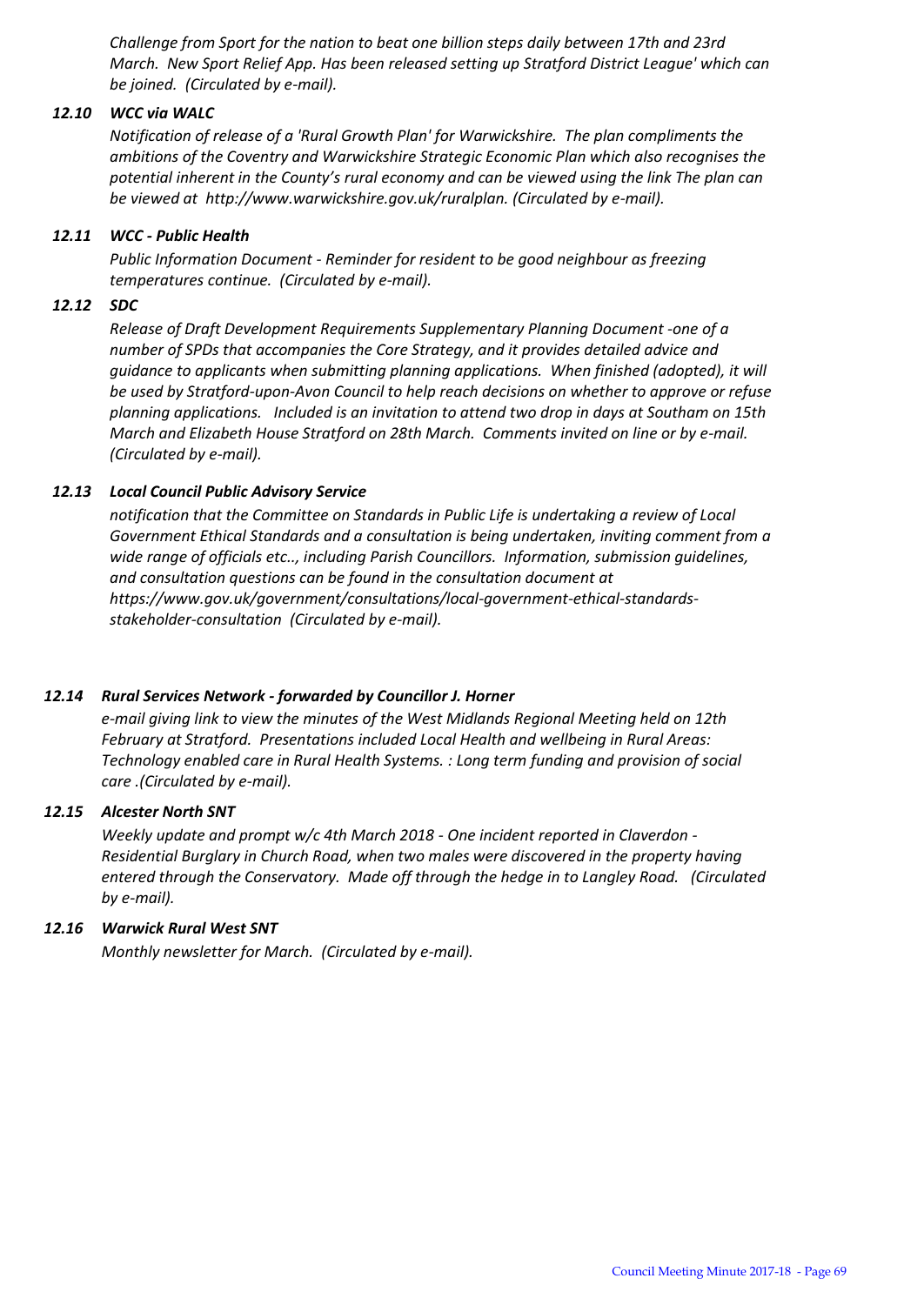*Challenge from Sport for the nation to beat one billion steps daily between 17th and 23rd March. New Sport Relief App. Has been released setting up Stratford District League' which can be joined. (Circulated by e-mail).*

***12.10 WCC via WALC***

*Notification of release of a 'Rural Growth Plan' for Warwickshire. The plan compliments the ambitions of the Coventry and Warwickshire Strategic Economic Plan which also recognises the potential inherent in the County's rural economy and can be viewed using the link The plan can be viewed at http://www.warwickshire.gov.uk/ruralplan. (Circulated by e-mail).*

***12.11 WCC - Public Health***

*Public Information Document - Reminder for resident to be good neighbour as freezing temperatures continue. (Circulated by e-mail).*

***12.12 SDC***

*Release of Draft Development Requirements Supplementary Planning Document -one of a number of SPDs that accompanies the Core Strategy, and it provides detailed advice and guidance to applicants when submitting planning applications. When finished (adopted), it will be used by Stratford-upon-Avon Council to help reach decisions on whether to approve or refuse planning applications. Included is an invitation to attend two drop in days at Southam on 15th March and Elizabeth House Stratford on 28th March. Comments invited on line or by e-mail. (Circulated by e-mail).*

***12.13 Local Council Public Advisory Service***

*notification that the Committee on Standards in Public Life is undertaking a review of Local Government Ethical Standards and a consultation is being undertaken, inviting comment from a wide range of officials etc.., including Parish Councillors. Information, submission guidelines, and consultation questions can be found in the consultation document at https://www.gov.uk/government/consultations/local-government-ethical-standards-stakeholder-consultation (Circulated by e-mail).*

***12.14 Rural Services Network - forwarded by Councillor J. Horner***

*e-mail giving link to view the minutes of the West Midlands Regional Meeting held on 12th February at Stratford. Presentations included Local Health and wellbeing in Rural Areas: Technology enabled care in Rural Health Systems. : Long term funding and provision of social care .(Circulated by e-mail).*

***12.15 Alcester North SNT***

*Weekly update and prompt w/c 4th March 2018 - One incident reported in Claverdon - Residential Burglary in Church Road, when two males were discovered in the property having entered through the Conservatory. Made off through the hedge in to Langley Road. (Circulated by e-mail).*

***12.16 Warwick Rural West SNT***

*Monthly newsletter for March. (Circulated by e-mail).*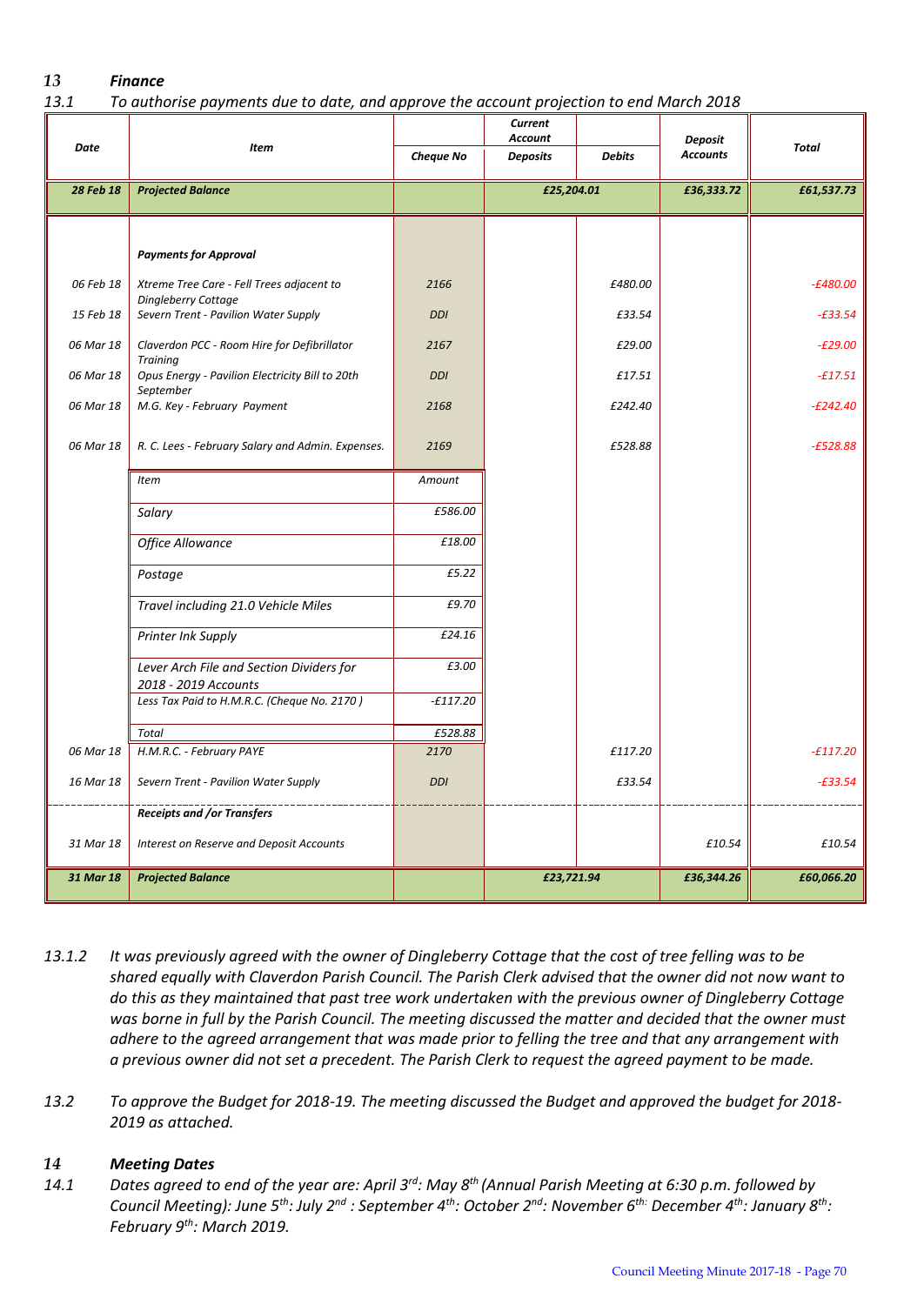### 13 Finance

*13.1 To authorise payments due to date, and approve the account projection to end March 2018*

| Date | Item | Cheque No | Current Account Deposits | Current Account Debits | Deposit Accounts | Total |
|---|---|---|---|---|---|---|
| **28 Feb 18** | **Projected Balance** | | **£25,204.01** | | **£36,333.72** | **£61,537.73** |
| | **Payments for Approval** | | | | | |
| 06 Feb 18 | Xtreme Tree Care - Fell Trees adjacent to Dingleberry Cottage | 2166 | | £480.00 | | -£480.00 |
| 15 Feb 18 | Severn Trent - Pavilion Water Supply | DDI | | £33.54 | | -£33.54 |
| 06 Mar 18 | Claverdon PCC - Room Hire for Defibrillator Training | 2167 | | £29.00 | | -£29.00 |
| 06 Mar 18 | Opus Energy - Pavilion Electricity Bill to 20th September | DDI | | £17.51 | | -£17.51 |
| 06 Mar 18 | M.G. Key - February Payment | 2168 | | £242.40 | | -£242.40 |
| 06 Mar 18 | R. C. Lees - February Salary and Admin. Expenses. | 2169 | | £528.88 | | -£528.88 |
| 06 Mar 18 | H.M.R.C. - February PAYE | 2170 | | £117.20 | | -£117.20 |
| 16 Mar 18 | Severn Trent - Pavilion Water Supply | DDI | | £33.54 | | -£33.54 |
| | **Receipts and /or Transfers** | | | | | |
| 31 Mar 18 | Interest on Reserve and Deposit Accounts | | | | £10.54 | £10.54 |
| **31 Mar 18** | **Projected Balance** | | **£23,721.94** | | **£36,344.26** | **£60,066.20** |

| Item | Amount |
|---|---|
| Salary | £586.00 |
| Office Allowance | £18.00 |
| Postage | £5.22 |
| Travel including 21.0 Vehicle Miles | £9.70 |
| Printer Ink Supply | £24.16 |
| Lever Arch File and Section Dividers for 2018 - 2019 Accounts | £3.00 |
| Less Tax Paid to H.M.R.C. (Cheque No. 2170 ) | -£117.20 |
| Total | £528.88 |

*13.1.2 It was previously agreed with the owner of Dingleberry Cottage that the cost of tree felling was to be shared equally with Claverdon Parish Council. The Parish Clerk advised that the owner did not now want to do this as they maintained that past tree work undertaken with the previous owner of Dingleberry Cottage was borne in full by the Parish Council. The meeting discussed the matter and decided that the owner must adhere to the agreed arrangement that was made prior to felling the tree and that any arrangement with a previous owner did not set a precedent. The Parish Clerk to request the agreed payment to be made.*

*13.2 To approve the Budget for 2018-19. The meeting discussed the Budget and approved the budget for 2018-2019 as attached.*

### 14 Meeting Dates

*14.1 Dates agreed to end of the year are: April 3rd: May 8th (Annual Parish Meeting at 6:30 p.m. followed by Council Meeting): June 5th: July 2nd : September 4th: October 2nd: November 6th: December 4th: January 8th: February 9th: March 2019.*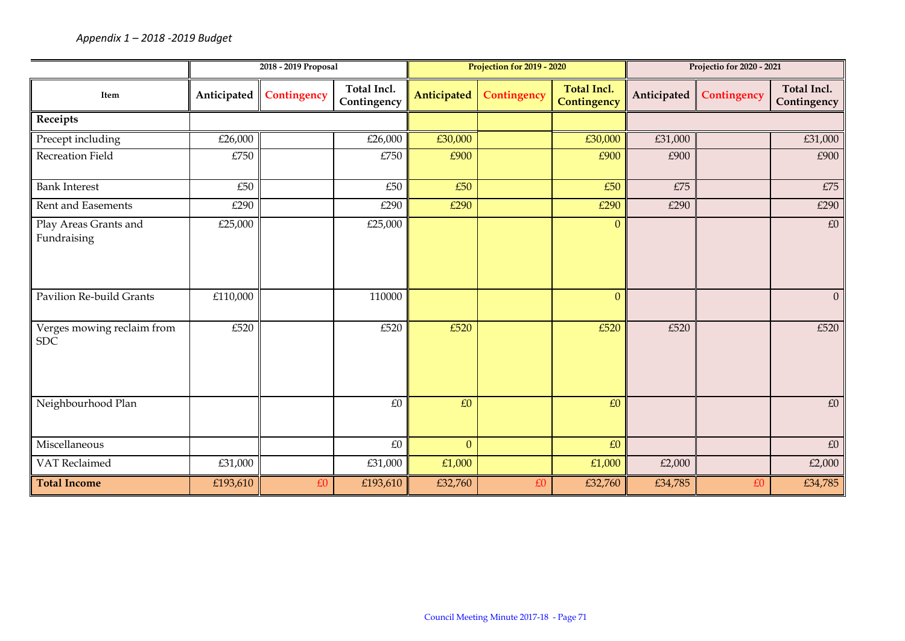*Appendix 1 – 2018 -2019 Budget*

| | 2018 - 2019 Proposal | | | Projection for 2019 - 2020 | | | Projectio for 2020 - 2021 | | |
|---|---|---|---|---|---|---|---|---|---|
| **Item** | **Anticipated** | **Contingency** | **Total Incl. Contingency** | **Anticipated** | **Contingency** | **Total Incl. Contingency** | **Anticipated** | **Contingency** | **Total Incl. Contingency** |
| **Receipts** | | | | | | | | | |
| Precept including | £26,000 | | £26,000 | £30,000 | | £30,000 | £31,000 | | £31,000 |
| Recreation Field | £750 | | £750 | £900 | | £900 | £900 | | £900 |
| Bank Interest | £50 | | £50 | £50 | | £50 | £75 | | £75 |
| Rent and Easements | £290 | | £290 | £290 | | £290 | £290 | | £290 |
| Play Areas Grants and Fundraising | £25,000 | | £25,000 | | | 0 | | | £0 |
| Pavilion Re-build Grants | £110,000 | | 110000 | | | 0 | | | 0 |
| Verges mowing reclaim from SDC | £520 | | £520 | £520 | | £520 | £520 | | £520 |
| Neighbourhood Plan | | | £0 | £0 | | £0 | | | £0 |
| Miscellaneous | | | £0 | 0 | | £0 | | | £0 |
| VAT Reclaimed | £31,000 | | £31,000 | £1,000 | | £1,000 | £2,000 | | £2,000 |
| **Total Income** | £193,610 | £0 | £193,610 | £32,760 | £0 | £32,760 | £34,785 | £0 | £34,785 |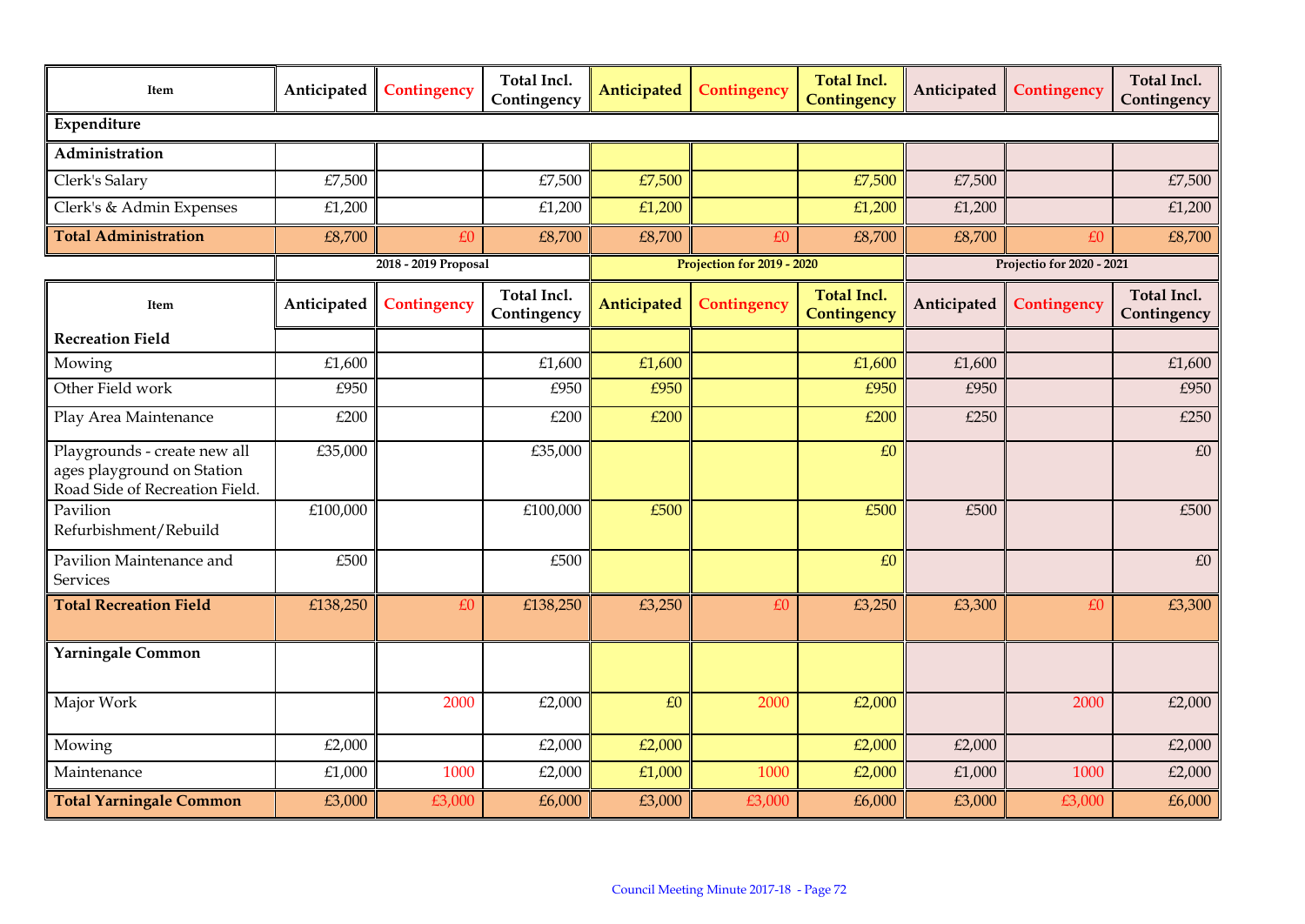| Item | Anticipated | Contingency | Total Incl. Contingency | Anticipated | Contingency | Total Incl. Contingency | Anticipated | Contingency | Total Incl. Contingency |
|---|---|---|---|---|---|---|---|---|---|
| **Expenditure** | | | | | | | | | |
| **Administration** | | | | | | | | | |
| Clerk's Salary | £7,500 | | £7,500 | £7,500 | | £7,500 | £7,500 | | £7,500 |
| Clerk's & Admin Expenses | £1,200 | | £1,200 | £1,200 | | £1,200 | £1,200 | | £1,200 |
| **Total Administration** | £8,700 | £0 | £8,700 | £8,700 | £0 | £8,700 | £8,700 | £0 | £8,700 |

| | 2018 - 2019 Proposal | | | Projection for 2019 - 2020 | | | Projectio for 2020 - 2021 | | |
|---|---|---|---|---|---|---|---|---|---|
| **Item** | **Anticipated** | **Contingency** | **Total Incl. Contingency** | **Anticipated** | **Contingency** | **Total Incl. Contingency** | **Anticipated** | **Contingency** | **Total Incl. Contingency** |
| **Recreation Field** | | | | | | | | | |
| Mowing | £1,600 | | £1,600 | £1,600 | | £1,600 | £1,600 | | £1,600 |
| Other Field work | £950 | | £950 | £950 | | £950 | £950 | | £950 |
| Play Area Maintenance | £200 | | £200 | £200 | | £200 | £250 | | £250 |
| Playgrounds - create new all ages playground on Station Road Side of Recreation Field. | £35,000 | | £35,000 | | | £0 | | | £0 |
| Pavilion Refurbishment/Rebuild | £100,000 | | £100,000 | £500 | | £500 | £500 | | £500 |
| Pavilion Maintenance and Services | £500 | | £500 | | | £0 | | | £0 |
| **Total Recreation Field** | £138,250 | £0 | £138,250 | £3,250 | £0 | £3,250 | £3,300 | £0 | £3,300 |
| **Yarningale Common** | | | | | | | | | |
| Major Work | | 2000 | £2,000 | £0 | 2000 | £2,000 | | 2000 | £2,000 |
| Mowing | £2,000 | | £2,000 | £2,000 | | £2,000 | £2,000 | | £2,000 |
| Maintenance | £1,000 | 1000 | £2,000 | £1,000 | 1000 | £2,000 | £1,000 | 1000 | £2,000 |
| **Total Yarningale Common** | £3,000 | £3,000 | £6,000 | £3,000 | £3,000 | £6,000 | £3,000 | £3,000 | £6,000 |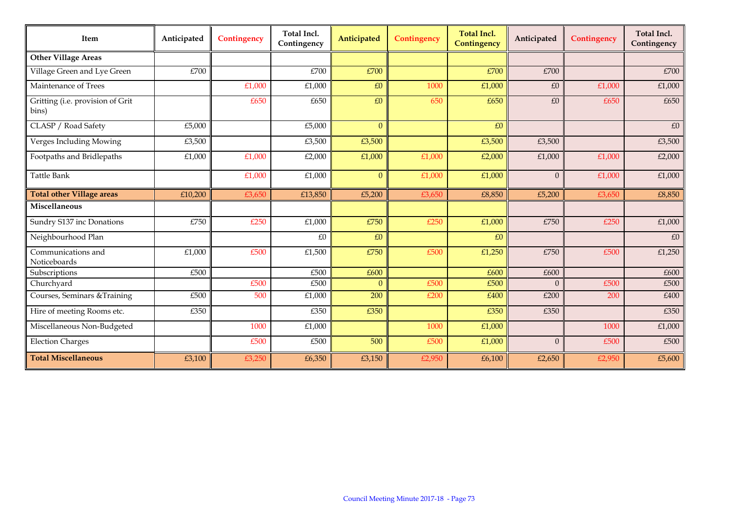| Item | Anticipated | Contingency | Total Incl. Contingency | Anticipated | Contingency | Total Incl. Contingency | Anticipated | Contingency | Total Incl. Contingency |
|---|---|---|---|---|---|---|---|---|---|
| **Other Village Areas** | | | | | | | | | |
| Village Green and Lye Green | £700 | | £700 | £700 | | £700 | £700 | | £700 |
| Maintenance of Trees | | £1,000 | £1,000 | £0 | 1000 | £1,000 | £0 | £1,000 | £1,000 |
| Gritting (i.e. provision of Grit bins) | | £650 | £650 | £0 | 650 | £650 | £0 | £650 | £650 |
| CLASP / Road Safety | £5,000 | | £5,000 | 0 | | £0 | | | £0 |
| Verges Including Mowing | £3,500 | | £3,500 | £3,500 | | £3,500 | £3,500 | | £3,500 |
| Footpaths and Bridlepaths | £1,000 | £1,000 | £2,000 | £1,000 | £1,000 | £2,000 | £1,000 | £1,000 | £2,000 |
| Tattle Bank | | £1,000 | £1,000 | 0 | £1,000 | £1,000 | 0 | £1,000 | £1,000 |
| **Total other Village areas** | £10,200 | £3,650 | £13,850 | £5,200 | £3,650 | £8,850 | £5,200 | £3,650 | £8,850 |
| **Miscellaneous** | | | | | | | | | |
| Sundry S137 inc Donations | £750 | £250 | £1,000 | £750 | £250 | £1,000 | £750 | £250 | £1,000 |
| Neighbourhood Plan | | | £0 | £0 | | £0 | | | £0 |
| Communications and Noticeboards | £1,000 | £500 | £1,500 | £750 | £500 | £1,250 | £750 | £500 | £1,250 |
| Subscriptions | £500 | | £500 | £600 | | £600 | £600 | | £600 |
| Churchyard | | £500 | £500 | 0 | £500 | £500 | 0 | £500 | £500 |
| Courses, Seminars &Training | £500 | 500 | £1,000 | 200 | £200 | £400 | £200 | 200 | £400 |
| Hire of meeting Rooms etc. | £350 | | £350 | £350 | | £350 | £350 | | £350 |
| Miscellaneous Non-Budgeted | | 1000 | £1,000 | | 1000 | £1,000 | | 1000 | £1,000 |
| Election Charges | | £500 | £500 | 500 | £500 | £1,000 | 0 | £500 | £500 |
| **Total Miscellaneous** | £3,100 | £3,250 | £6,350 | £3,150 | £2,950 | £6,100 | £2,650 | £2,950 | £5,600 |

Council Meeting Minute 2017-18 - Page 73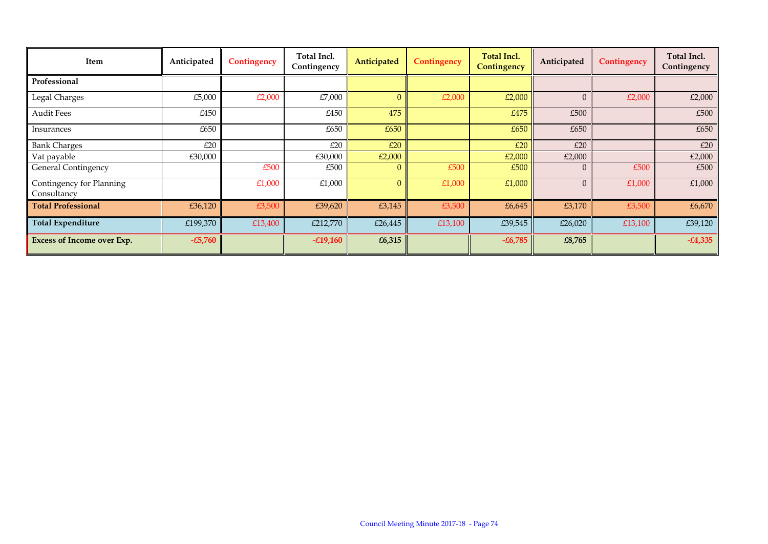| Item | Anticipated | Contingency | Total Incl. Contingency | Anticipated | Contingency | Total Incl. Contingency | Anticipated | Contingency | Total Incl. Contingency |
|---|---|---|---|---|---|---|---|---|---|
| **Professional** | | | | | | | | | |
| Legal Charges | £5,000 | £2,000 | £7,000 | 0 | £2,000 | £2,000 | 0 | £2,000 | £2,000 |
| Audit Fees | £450 | | £450 | 475 | | £475 | £500 | | £500 |
| Insurances | £650 | | £650 | £650 | | £650 | £650 | | £650 |
| Bank Charges | £20 | | £20 | £20 | | £20 | £20 | | £20 |
| Vat payable | £30,000 | | £30,000 | £2,000 | | £2,000 | £2,000 | | £2,000 |
| General Contingency | | £500 | £500 | 0 | £500 | £500 | 0 | £500 | £500 |
| Contingency for Planning Consultancy | | £1,000 | £1,000 | 0 | £1,000 | £1,000 | 0 | £1,000 | £1,000 |
| **Total Professional** | £36,120 | £3,500 | £39,620 | £3,145 | £3,500 | £6,645 | £3,170 | £3,500 | £6,670 |
| **Total Expenditure** | £199,370 | £13,400 | £212,770 | £26,445 | £13,100 | £39,545 | £26,020 | £13,100 | £39,120 |
| **Excess of Income over Exp.** | **-£5,760** | | **-£19,160** | **£6,315** | | **-£6,785** | **£8,765** | | **-£4,335** |

Council Meeting Minute 2017-18 - Page 74